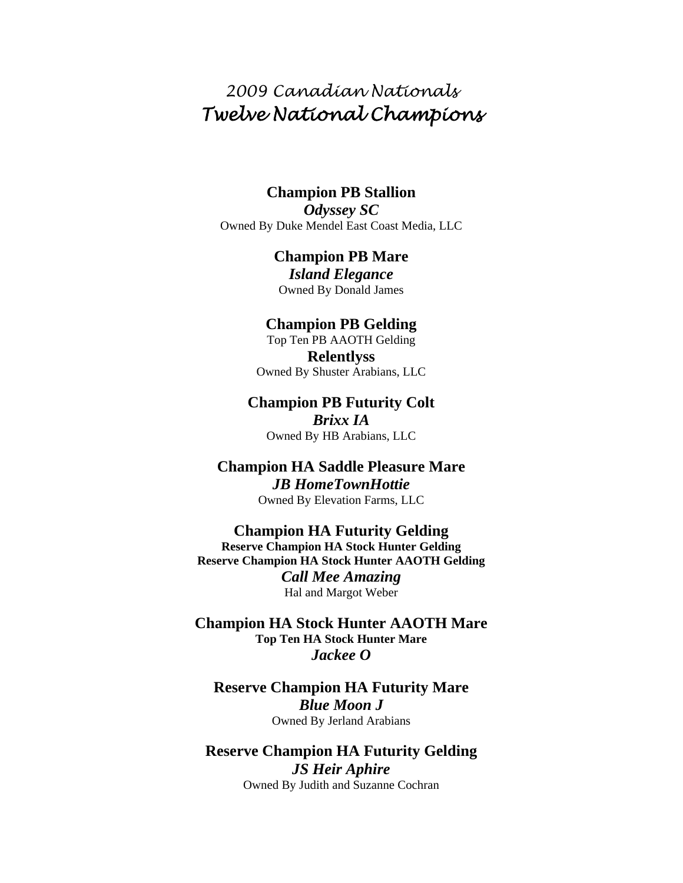# 2009 Canadian Nationals

## *Twelve National Champions*

**Champion PB Stallion**

***Odyssey SC***

Owned By Duke Mendel East Coast Media, LLC

**Champion PB Mare**

***Island Elegance***

Owned By Donald James

**Champion PB Gelding**

Top Ten PB AAOTH Gelding

**Relentlyss**

Owned By Shuster Arabians, LLC

**Champion PB Futurity Colt**

***Brixx IA***

Owned By HB Arabians, LLC

**Champion HA Saddle Pleasure Mare**

***JB HomeTownHottie***

Owned By Elevation Farms, LLC

**Champion HA Futurity Gelding**

**Reserve Champion HA Stock Hunter Gelding**

**Reserve Champion HA Stock Hunter AAOTH Gelding**

***Call Mee Amazing***

Hal and Margot Weber

**Champion HA Stock Hunter AAOTH Mare**

**Top Ten HA Stock Hunter Mare**

***Jackee O***

**Reserve Champion HA Futurity Mare**

***Blue Moon J***

Owned By Jerland Arabians

**Reserve Champion HA Futurity Gelding**

***JS Heir Aphire***

Owned By Judith and Suzanne Cochran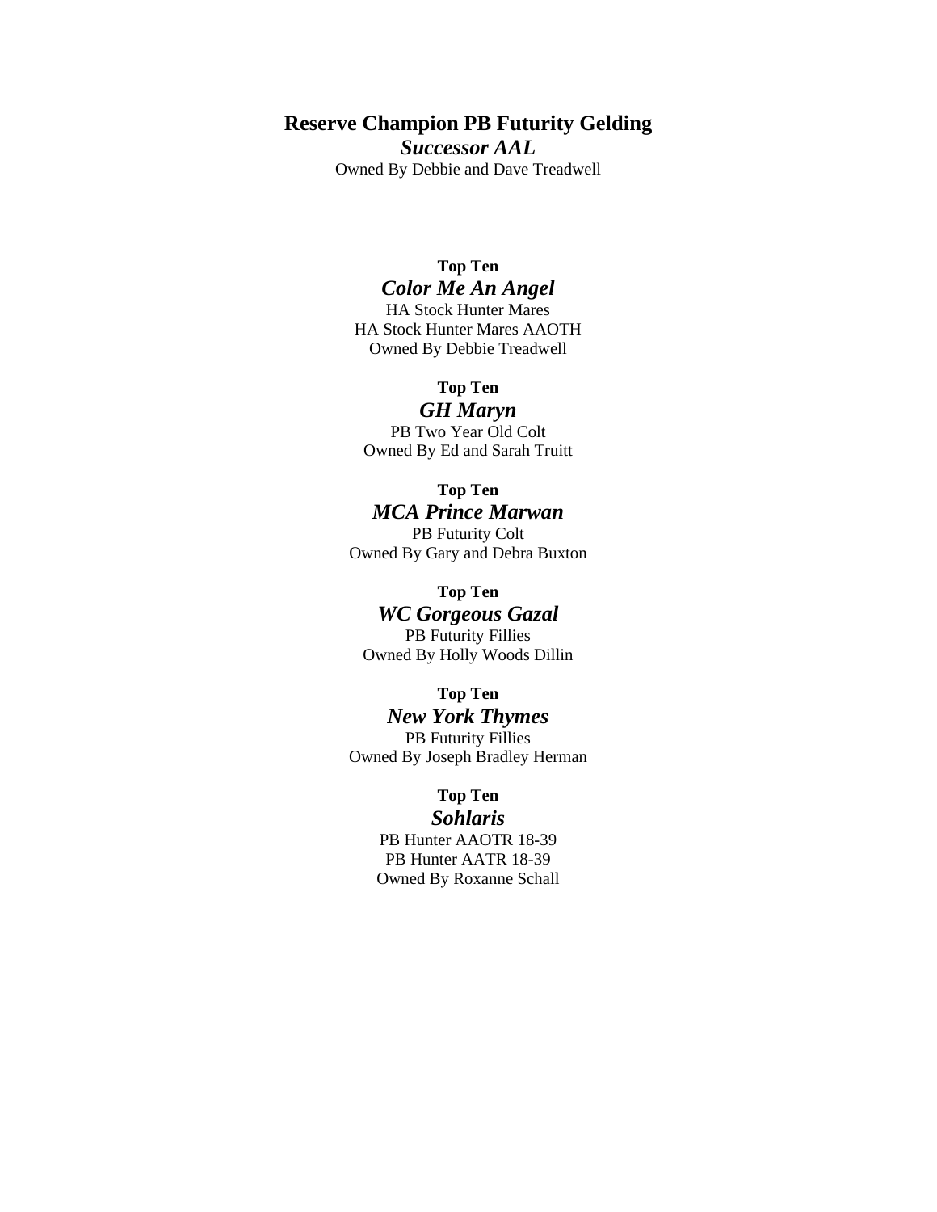**Reserve Champion PB Futurity Gelding**

***Successor AAL***

Owned By Debbie and Dave Treadwell

**Top Ten**

***Color Me An Angel***

HA Stock Hunter Mares
HA Stock Hunter Mares AAOTH
Owned By Debbie Treadwell

**Top Ten**

***GH Maryn***

PB Two Year Old Colt
Owned By Ed and Sarah Truitt

**Top Ten**

***MCA Prince Marwan***

PB Futurity Colt
Owned By Gary and Debra Buxton

**Top Ten**

***WC Gorgeous Gazal***

PB Futurity Fillies
Owned By Holly Woods Dillin

**Top Ten**

***New York Thymes***

PB Futurity Fillies
Owned By Joseph Bradley Herman

**Top Ten**

***Sohlaris***

PB Hunter AAOTR 18-39
PB Hunter AATR 18-39
Owned By Roxanne Schall